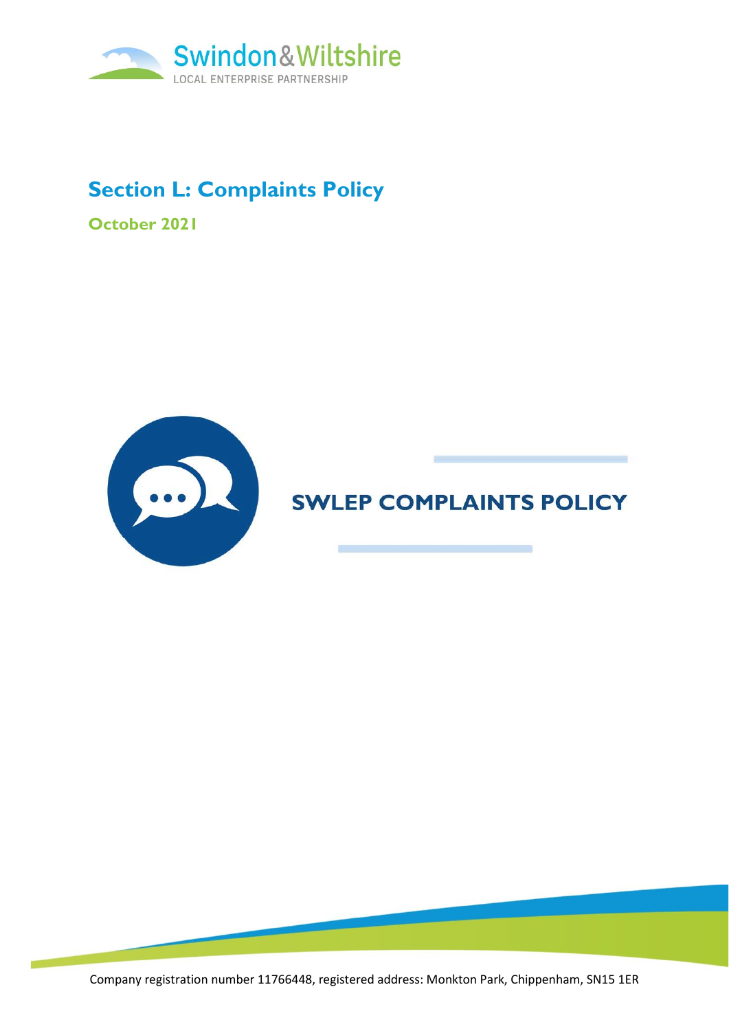Swindon & Wiltshire
LOCAL ENTERPRISE PARTNERSHIP

# Section L: Complaints Policy

**October 2021**

## SWLEP COMPLAINTS POLICY

Company registration number 11766448, registered address: Monkton Park, Chippenham, SN15 1ER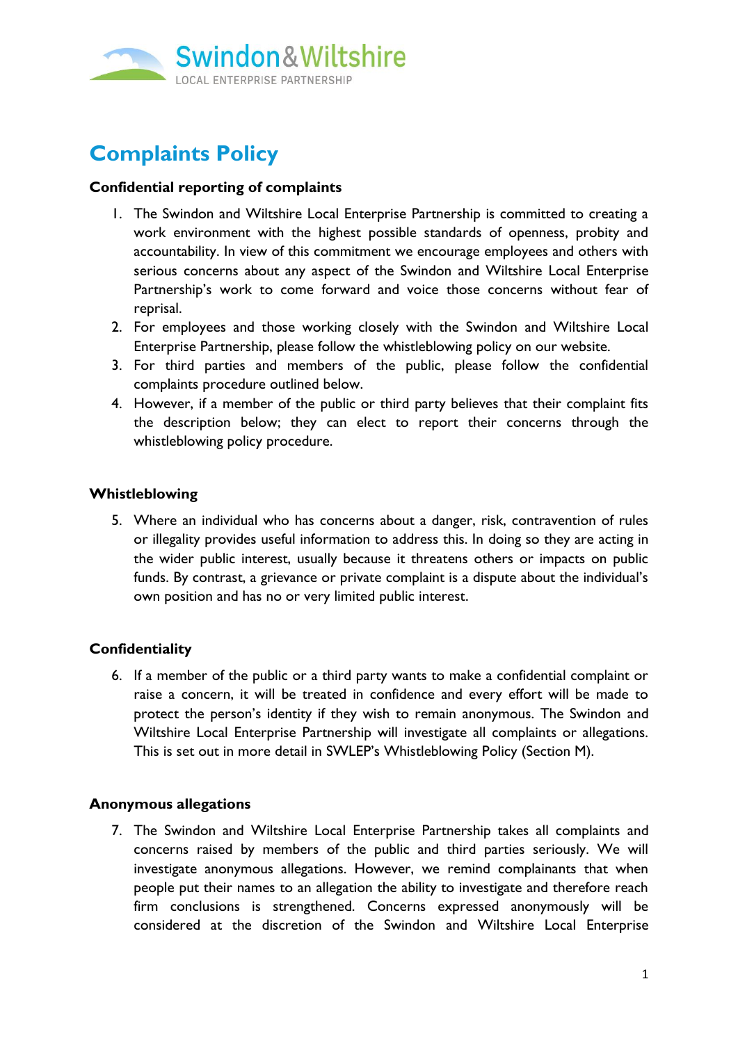# Complaints Policy

**Confidential reporting of complaints**

1. The Swindon and Wiltshire Local Enterprise Partnership is committed to creating a work environment with the highest possible standards of openness, probity and accountability. In view of this commitment we encourage employees and others with serious concerns about any aspect of the Swindon and Wiltshire Local Enterprise Partnership's work to come forward and voice those concerns without fear of reprisal.
2. For employees and those working closely with the Swindon and Wiltshire Local Enterprise Partnership, please follow the whistleblowing policy on our website.
3. For third parties and members of the public, please follow the confidential complaints procedure outlined below.
4. However, if a member of the public or third party believes that their complaint fits the description below; they can elect to report their concerns through the whistleblowing policy procedure.

**Whistleblowing**

5. Where an individual who has concerns about a danger, risk, contravention of rules or illegality provides useful information to address this. In doing so they are acting in the wider public interest, usually because it threatens others or impacts on public funds. By contrast, a grievance or private complaint is a dispute about the individual's own position and has no or very limited public interest.

**Confidentiality**

6. If a member of the public or a third party wants to make a confidential complaint or raise a concern, it will be treated in confidence and every effort will be made to protect the person's identity if they wish to remain anonymous. The Swindon and Wiltshire Local Enterprise Partnership will investigate all complaints or allegations. This is set out in more detail in SWLEP's Whistleblowing Policy (Section M).

**Anonymous allegations**

7. The Swindon and Wiltshire Local Enterprise Partnership takes all complaints and concerns raised by members of the public and third parties seriously. We will investigate anonymous allegations. However, we remind complainants that when people put their names to an allegation the ability to investigate and therefore reach firm conclusions is strengthened. Concerns expressed anonymously will be considered at the discretion of the Swindon and Wiltshire Local Enterprise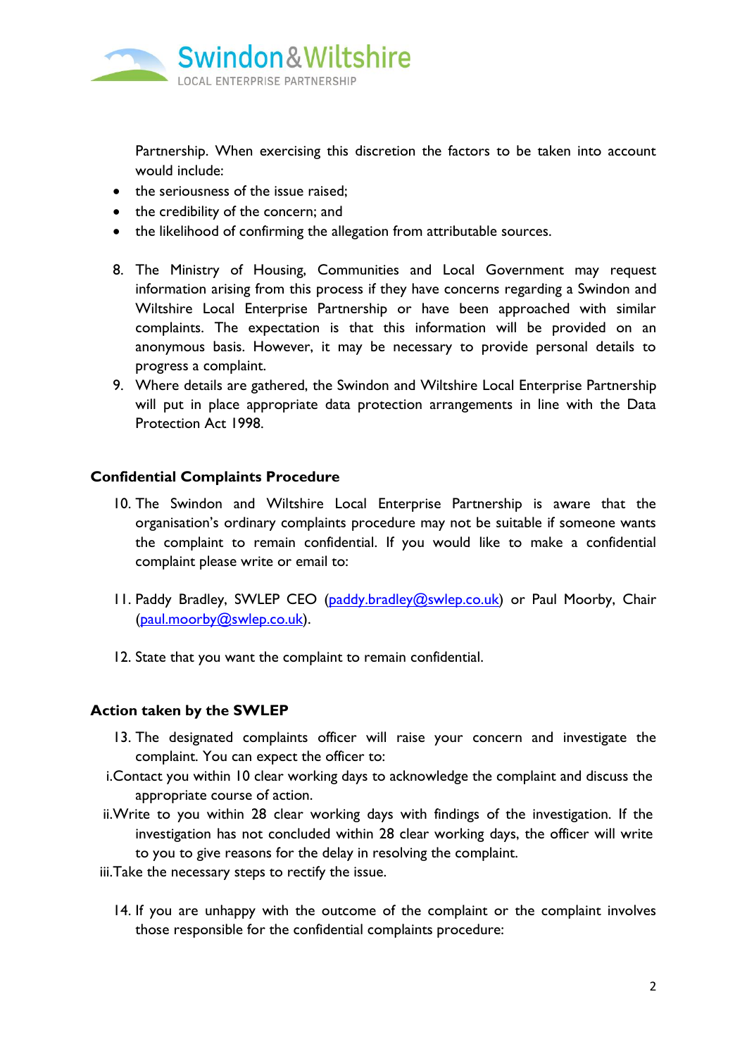Partnership. When exercising this discretion the factors to be taken into account would include:

- the seriousness of the issue raised;
- the credibility of the concern; and
- the likelihood of confirming the allegation from attributable sources.

8. The Ministry of Housing, Communities and Local Government may request information arising from this process if they have concerns regarding a Swindon and Wiltshire Local Enterprise Partnership or have been approached with similar complaints. The expectation is that this information will be provided on an anonymous basis. However, it may be necessary to provide personal details to progress a complaint.
9. Where details are gathered, the Swindon and Wiltshire Local Enterprise Partnership will put in place appropriate data protection arrangements in line with the Data Protection Act 1998.

**Confidential Complaints Procedure**

10. The Swindon and Wiltshire Local Enterprise Partnership is aware that the organisation's ordinary complaints procedure may not be suitable if someone wants the complaint to remain confidential. If you would like to make a confidential complaint please write or email to:

11. Paddy Bradley, SWLEP CEO (paddy.bradley@swlep.co.uk) or Paul Moorby, Chair (paul.moorby@swlep.co.uk).

12. State that you want the complaint to remain confidential.

**Action taken by the SWLEP**

13. The designated complaints officer will raise your concern and investigate the complaint. You can expect the officer to:
    i. Contact you within 10 clear working days to acknowledge the complaint and discuss the appropriate course of action.
    ii. Write to you within 28 clear working days with findings of the investigation. If the investigation has not concluded within 28 clear working days, the officer will write to you to give reasons for the delay in resolving the complaint.
    iii. Take the necessary steps to rectify the issue.

14. If you are unhappy with the outcome of the complaint or the complaint involves those responsible for the confidential complaints procedure: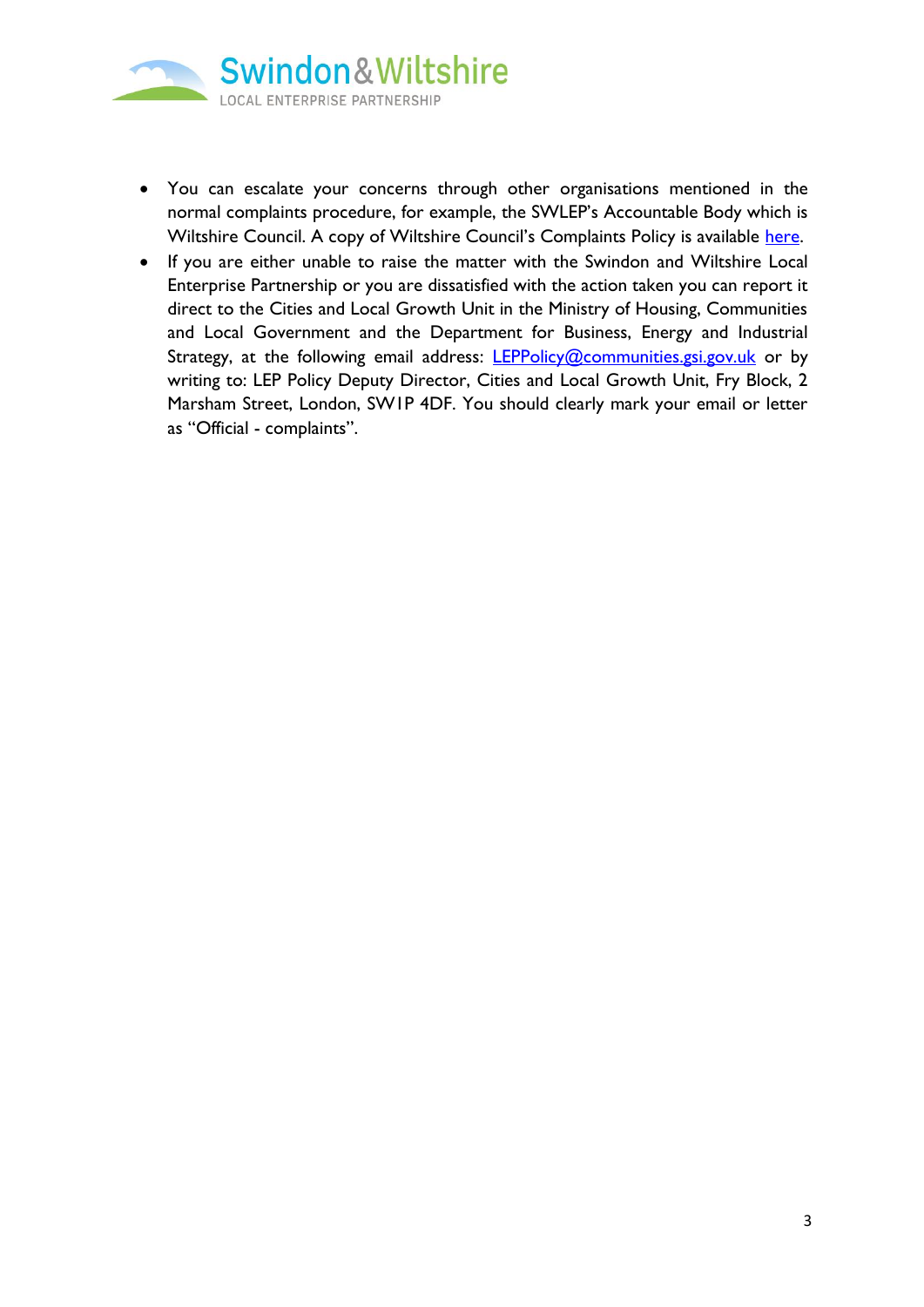- You can escalate your concerns through other organisations mentioned in the normal complaints procedure, for example, the SWLEP's Accountable Body which is Wiltshire Council. A copy of Wiltshire Council's Complaints Policy is available here.
- If you are either unable to raise the matter with the Swindon and Wiltshire Local Enterprise Partnership or you are dissatisfied with the action taken you can report it direct to the Cities and Local Growth Unit in the Ministry of Housing, Communities and Local Government and the Department for Business, Energy and Industrial Strategy, at the following email address: LEPPolicy@communities.gsi.gov.uk or by writing to: LEP Policy Deputy Director, Cities and Local Growth Unit, Fry Block, 2 Marsham Street, London, SW1P 4DF. You should clearly mark your email or letter as "Official - complaints".